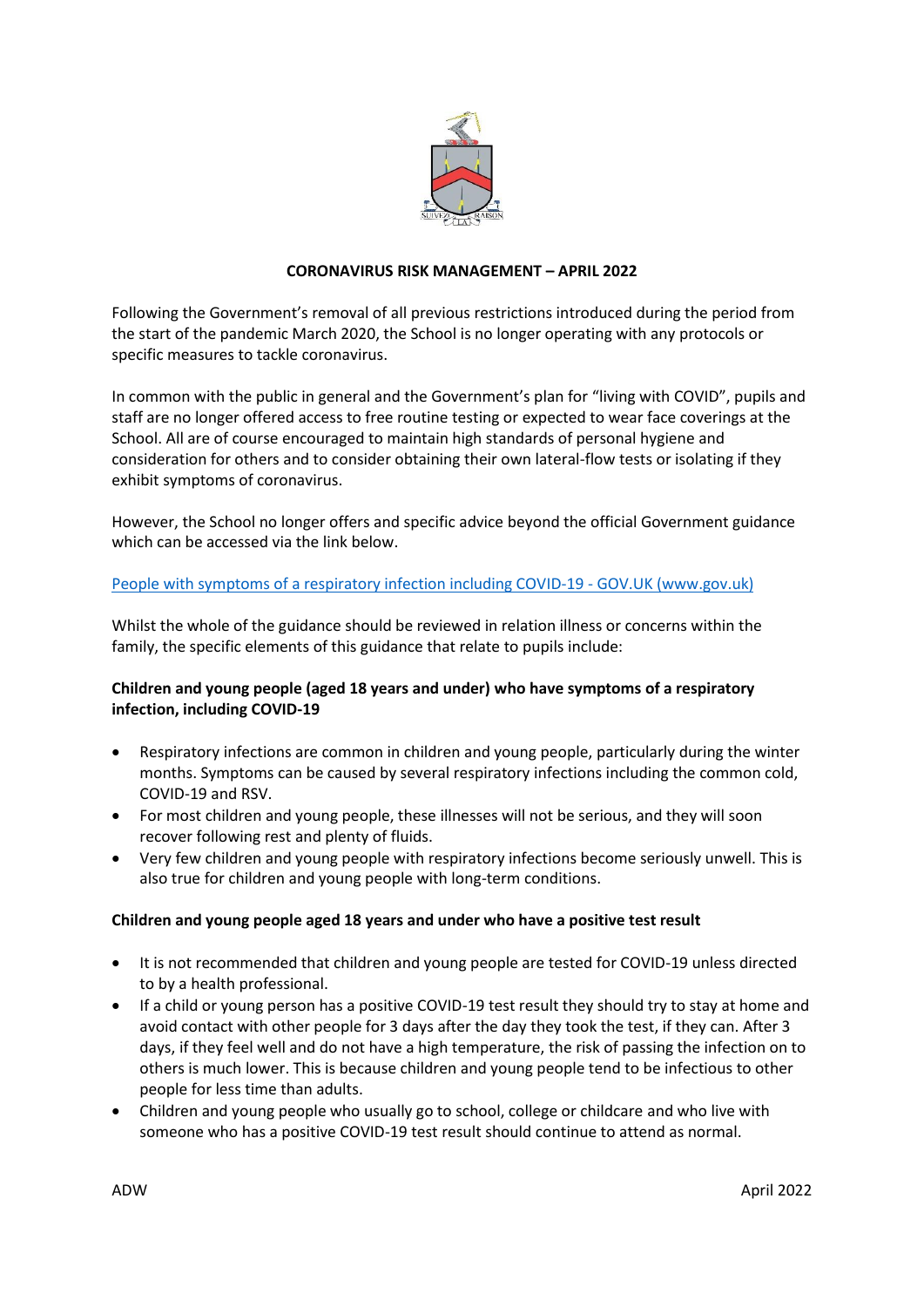# CORONAVIRUS RISK MANAGEMENT – APRIL 2022

Following the Government's removal of all previous restrictions introduced during the period from the start of the pandemic March 2020, the School is no longer operating with any protocols or specific measures to tackle coronavirus.

In common with the public in general and the Government's plan for "living with COVID", pupils and staff are no longer offered access to free routine testing or expected to wear face coverings at the School. All are of course encouraged to maintain high standards of personal hygiene and consideration for others and to consider obtaining their own lateral-flow tests or isolating if they exhibit symptoms of coronavirus.

However, the School no longer offers and specific advice beyond the official Government guidance which can be accessed via the link below.

[People with symptoms of a respiratory infection including COVID-19 - GOV.UK (www.gov.uk)]

Whilst the whole of the guidance should be reviewed in relation illness or concerns within the family, the specific elements of this guidance that relate to pupils include:

**Children and young people (aged 18 years and under) who have symptoms of a respiratory infection, including COVID-19**

- Respiratory infections are common in children and young people, particularly during the winter months. Symptoms can be caused by several respiratory infections including the common cold, COVID-19 and RSV.
- For most children and young people, these illnesses will not be serious, and they will soon recover following rest and plenty of fluids.
- Very few children and young people with respiratory infections become seriously unwell. This is also true for children and young people with long-term conditions.

**Children and young people aged 18 years and under who have a positive test result**

- It is not recommended that children and young people are tested for COVID-19 unless directed to by a health professional.
- If a child or young person has a positive COVID-19 test result they should try to stay at home and avoid contact with other people for 3 days after the day they took the test, if they can. After 3 days, if they feel well and do not have a high temperature, the risk of passing the infection on to others is much lower. This is because children and young people tend to be infectious to other people for less time than adults.
- Children and young people who usually go to school, college or childcare and who live with someone who has a positive COVID-19 test result should continue to attend as normal.

ADW April 2022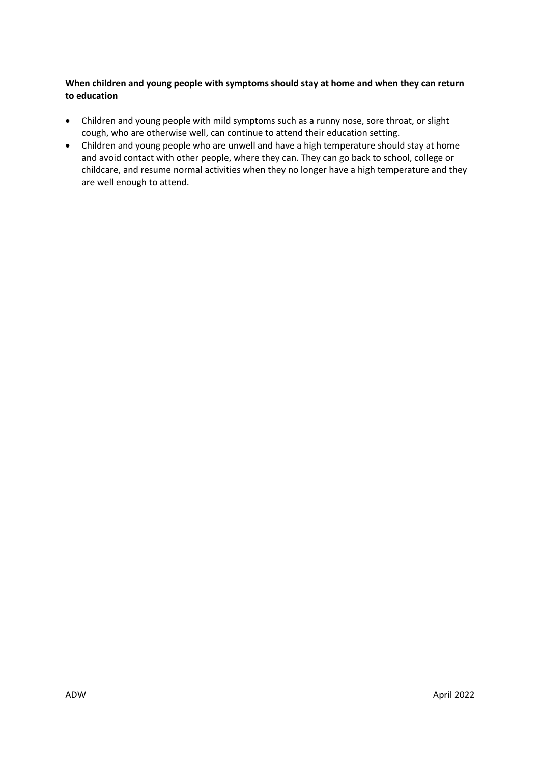**When children and young people with symptoms should stay at home and when they can return to education**

- Children and young people with mild symptoms such as a runny nose, sore throat, or slight cough, who are otherwise well, can continue to attend their education setting.
- Children and young people who are unwell and have a high temperature should stay at home and avoid contact with other people, where they can. They can go back to school, college or childcare, and resume normal activities when they no longer have a high temperature and they are well enough to attend.